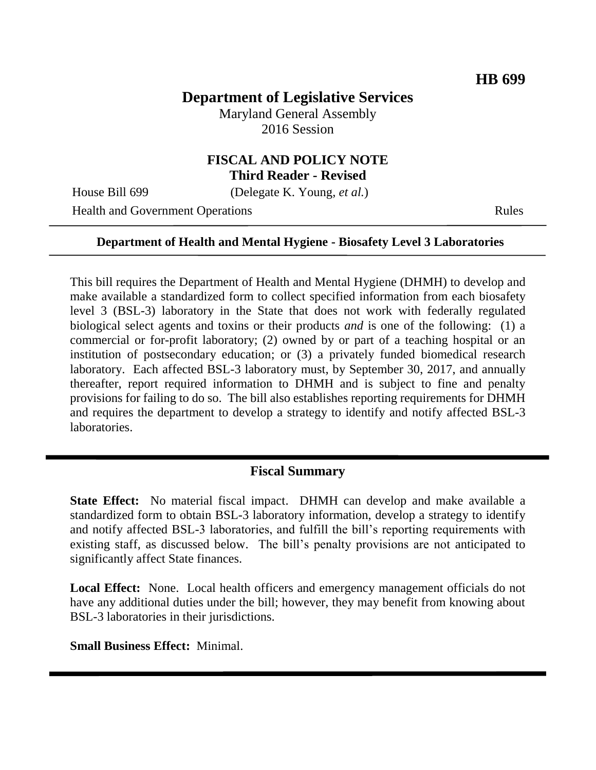**HB 699**

# Department of Legislative Services

Maryland General Assembly
2016 Session

## FISCAL AND POLICY NOTE
**Third Reader - Revised**

House Bill 699 (Delegate K. Young, *et al.*)

Health and Government Operations Rules

---

**Department of Health and Mental Hygiene - Biosafety Level 3 Laboratories**

---

This bill requires the Department of Health and Mental Hygiene (DHMH) to develop and make available a standardized form to collect specified information from each biosafety level 3 (BSL-3) laboratory in the State that does not work with federally regulated biological select agents and toxins or their products *and* is one of the following: (1) a commercial or for-profit laboratory; (2) owned by or part of a teaching hospital or an institution of postsecondary education; or (3) a privately funded biomedical research laboratory. Each affected BSL-3 laboratory must, by September 30, 2017, and annually thereafter, report required information to DHMH and is subject to fine and penalty provisions for failing to do so. The bill also establishes reporting requirements for DHMH and requires the department to develop a strategy to identify and notify affected BSL-3 laboratories.

---

## Fiscal Summary

**State Effect:** No material fiscal impact. DHMH can develop and make available a standardized form to obtain BSL-3 laboratory information, develop a strategy to identify and notify affected BSL-3 laboratories, and fulfill the bill's reporting requirements with existing staff, as discussed below. The bill's penalty provisions are not anticipated to significantly affect State finances.

**Local Effect:** None. Local health officers and emergency management officials do not have any additional duties under the bill; however, they may benefit from knowing about BSL-3 laboratories in their jurisdictions.

**Small Business Effect:** Minimal.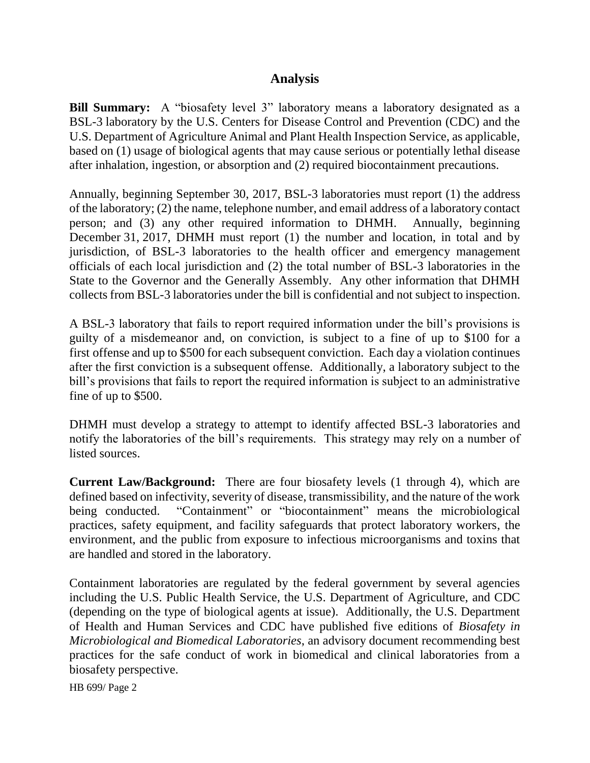## Analysis

**Bill Summary:** A "biosafety level 3" laboratory means a laboratory designated as a BSL-3 laboratory by the U.S. Centers for Disease Control and Prevention (CDC) and the U.S. Department of Agriculture Animal and Plant Health Inspection Service, as applicable, based on (1) usage of biological agents that may cause serious or potentially lethal disease after inhalation, ingestion, or absorption and (2) required biocontainment precautions.

Annually, beginning September 30, 2017, BSL-3 laboratories must report (1) the address of the laboratory; (2) the name, telephone number, and email address of a laboratory contact person; and (3) any other required information to DHMH. Annually, beginning December 31, 2017, DHMH must report (1) the number and location, in total and by jurisdiction, of BSL-3 laboratories to the health officer and emergency management officials of each local jurisdiction and (2) the total number of BSL-3 laboratories in the State to the Governor and the Generally Assembly. Any other information that DHMH collects from BSL-3 laboratories under the bill is confidential and not subject to inspection.

A BSL-3 laboratory that fails to report required information under the bill's provisions is guilty of a misdemeanor and, on conviction, is subject to a fine of up to $100 for a first offense and up to $500 for each subsequent conviction. Each day a violation continues after the first conviction is a subsequent offense. Additionally, a laboratory subject to the bill's provisions that fails to report the required information is subject to an administrative fine of up to $500.

DHMH must develop a strategy to attempt to identify affected BSL-3 laboratories and notify the laboratories of the bill's requirements. This strategy may rely on a number of listed sources.

**Current Law/Background:** There are four biosafety levels (1 through 4), which are defined based on infectivity, severity of disease, transmissibility, and the nature of the work being conducted. "Containment" or "biocontainment" means the microbiological practices, safety equipment, and facility safeguards that protect laboratory workers, the environment, and the public from exposure to infectious microorganisms and toxins that are handled and stored in the laboratory.

Containment laboratories are regulated by the federal government by several agencies including the U.S. Public Health Service, the U.S. Department of Agriculture, and CDC (depending on the type of biological agents at issue). Additionally, the U.S. Department of Health and Human Services and CDC have published five editions of *Biosafety in Microbiological and Biomedical Laboratories*, an advisory document recommending best practices for the safe conduct of work in biomedical and clinical laboratories from a biosafety perspective.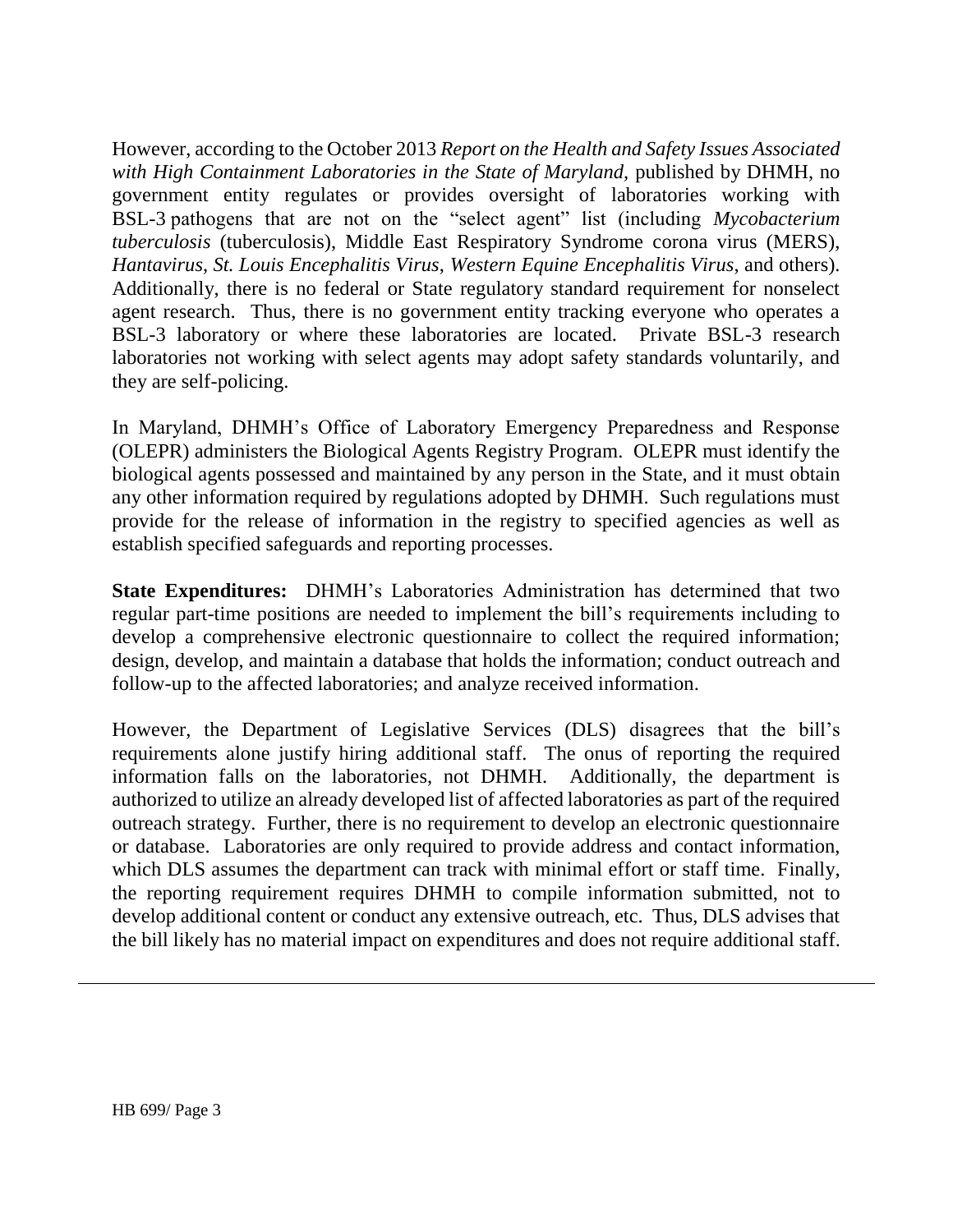However, according to the October 2013 *Report on the Health and Safety Issues Associated with High Containment Laboratories in the State of Maryland*, published by DHMH, no government entity regulates or provides oversight of laboratories working with BSL-3 pathogens that are not on the "select agent" list (including *Mycobacterium tuberculosis* (tuberculosis), Middle East Respiratory Syndrome corona virus (MERS), *Hantavirus*, *St. Louis Encephalitis Virus*, *Western Equine Encephalitis Virus*, and others). Additionally, there is no federal or State regulatory standard requirement for nonselect agent research. Thus, there is no government entity tracking everyone who operates a BSL-3 laboratory or where these laboratories are located. Private BSL-3 research laboratories not working with select agents may adopt safety standards voluntarily, and they are self-policing.

In Maryland, DHMH's Office of Laboratory Emergency Preparedness and Response (OLEPR) administers the Biological Agents Registry Program. OLEPR must identify the biological agents possessed and maintained by any person in the State, and it must obtain any other information required by regulations adopted by DHMH. Such regulations must provide for the release of information in the registry to specified agencies as well as establish specified safeguards and reporting processes.

**State Expenditures:** DHMH's Laboratories Administration has determined that two regular part-time positions are needed to implement the bill's requirements including to develop a comprehensive electronic questionnaire to collect the required information; design, develop, and maintain a database that holds the information; conduct outreach and follow-up to the affected laboratories; and analyze received information.

However, the Department of Legislative Services (DLS) disagrees that the bill's requirements alone justify hiring additional staff. The onus of reporting the required information falls on the laboratories, not DHMH. Additionally, the department is authorized to utilize an already developed list of affected laboratories as part of the required outreach strategy. Further, there is no requirement to develop an electronic questionnaire or database. Laboratories are only required to provide address and contact information, which DLS assumes the department can track with minimal effort or staff time. Finally, the reporting requirement requires DHMH to compile information submitted, not to develop additional content or conduct any extensive outreach, etc. Thus, DLS advises that the bill likely has no material impact on expenditures and does not require additional staff.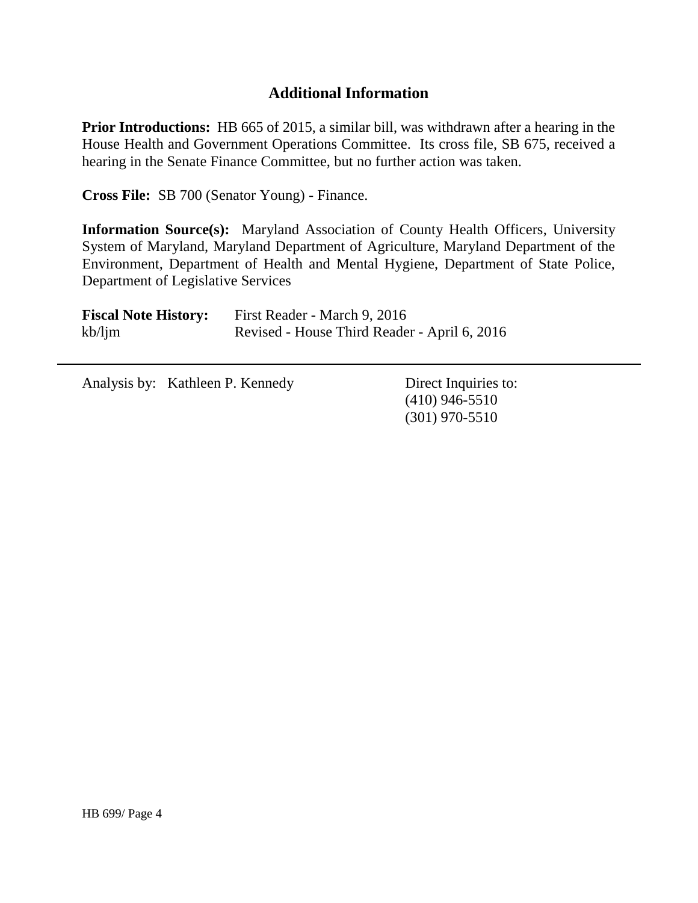## Additional Information

**Prior Introductions:** HB 665 of 2015, a similar bill, was withdrawn after a hearing in the House Health and Government Operations Committee. Its cross file, SB 675, received a hearing in the Senate Finance Committee, but no further action was taken.

**Cross File:** SB 700 (Senator Young) - Finance.

**Information Source(s):** Maryland Association of County Health Officers, University System of Maryland, Maryland Department of Agriculture, Maryland Department of the Environment, Department of Health and Mental Hygiene, Department of State Police, Department of Legislative Services

**Fiscal Note History:** First Reader - March 9, 2016
kb/ljm Revised - House Third Reader - April 6, 2016

---

Analysis by: Kathleen P. Kennedy

Direct Inquiries to:
(410) 946-5510
(301) 970-5510